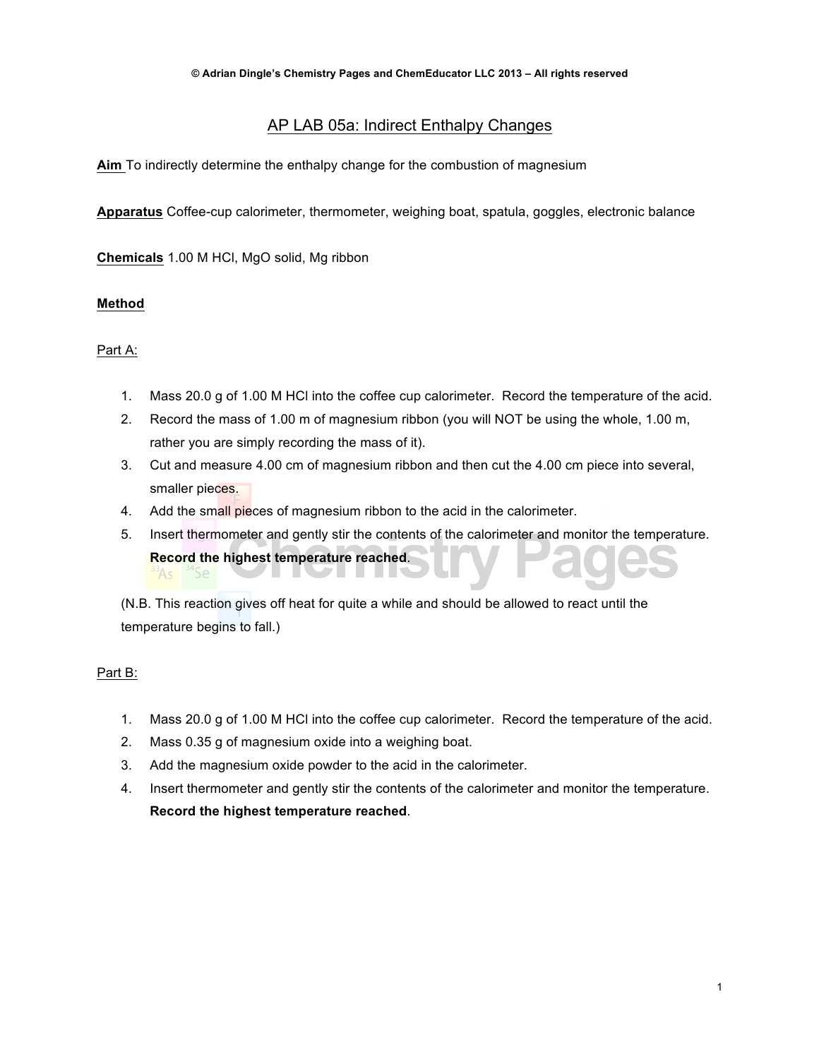© Adrian Dingle's Chemistry Pages and ChemEducator LLC 2013 – All rights reserved

# AP LAB 05a: Indirect Enthalpy Changes

**Aim** To indirectly determine the enthalpy change for the combustion of magnesium

**Apparatus** Coffee-cup calorimeter, thermometer, weighing boat, spatula, goggles, electronic balance

**Chemicals** 1.00 M HCl, MgO solid, Mg ribbon

## Method

### Part A:

1. Mass 20.0 g of 1.00 M HCl into the coffee cup calorimeter. Record the temperature of the acid.
2. Record the mass of 1.00 m of magnesium ribbon (you will NOT be using the whole, 1.00 m, rather you are simply recording the mass of it).
3. Cut and measure 4.00 cm of magnesium ribbon and then cut the 4.00 cm piece into several, smaller pieces.
4. Add the small pieces of magnesium ribbon to the acid in the calorimeter.
5. Insert thermometer and gently stir the contents of the calorimeter and monitor the temperature. **Record the highest temperature reached**.

(N.B. This reaction gives off heat for quite a while and should be allowed to react until the temperature begins to fall.)

### Part B:

1. Mass 20.0 g of 1.00 M HCl into the coffee cup calorimeter. Record the temperature of the acid.
2. Mass 0.35 g of magnesium oxide into a weighing boat.
3. Add the magnesium oxide powder to the acid in the calorimeter.
4. Insert thermometer and gently stir the contents of the calorimeter and monitor the temperature. **Record the highest temperature reached**.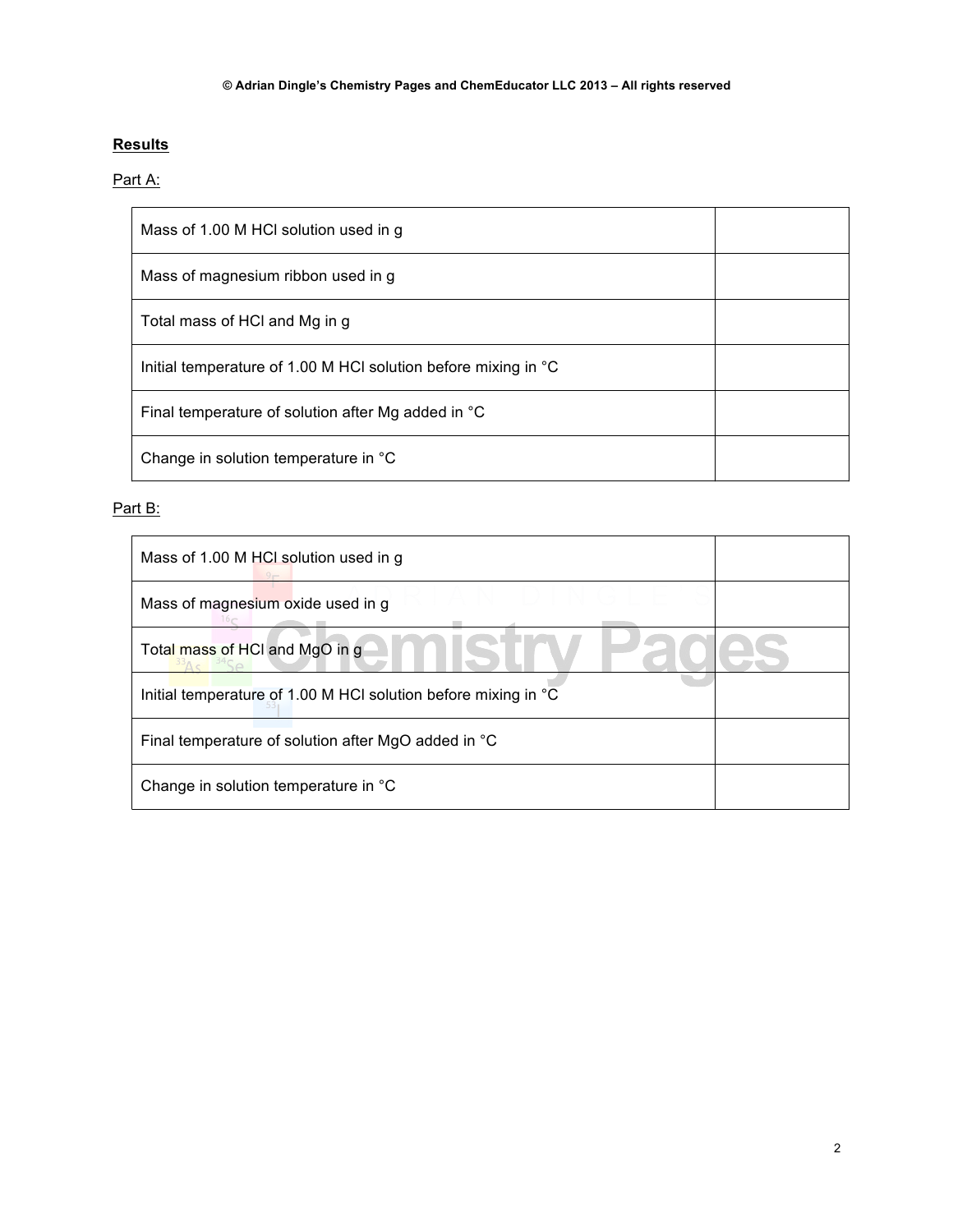## Results

Part A:

| | |
|---|---|
| Mass of 1.00 M HCl solution used in g | |
| Mass of magnesium ribbon used in g | |
| Total mass of HCl and Mg in g | |
| Initial temperature of 1.00 M HCl solution before mixing in °C | |
| Final temperature of solution after Mg added in °C | |
| Change in solution temperature in °C | |

Part B:

| | |
|---|---|
| Mass of 1.00 M HCl solution used in g | |
| Mass of magnesium oxide used in g | |
| Total mass of HCl and MgO in g | |
| Initial temperature of 1.00 M HCl solution before mixing in °C | |
| Final temperature of solution after MgO added in °C | |
| Change in solution temperature in °C | |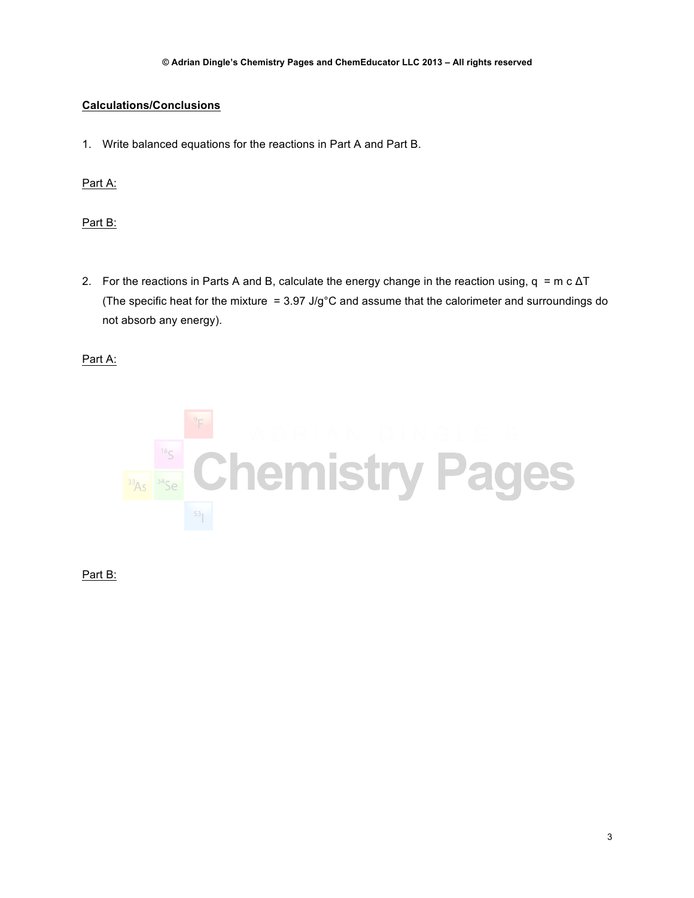## Calculations/Conclusions

1. Write balanced equations for the reactions in Part A and Part B.

Part A:

Part B:

2. For the reactions in Parts A and B, calculate the energy change in the reaction using, $q = m\ c\ \Delta T$ (The specific heat for the mixture = 3.97 J/g°C and assume that the calorimeter and surroundings do not absorb any energy).

Part A:

Part B: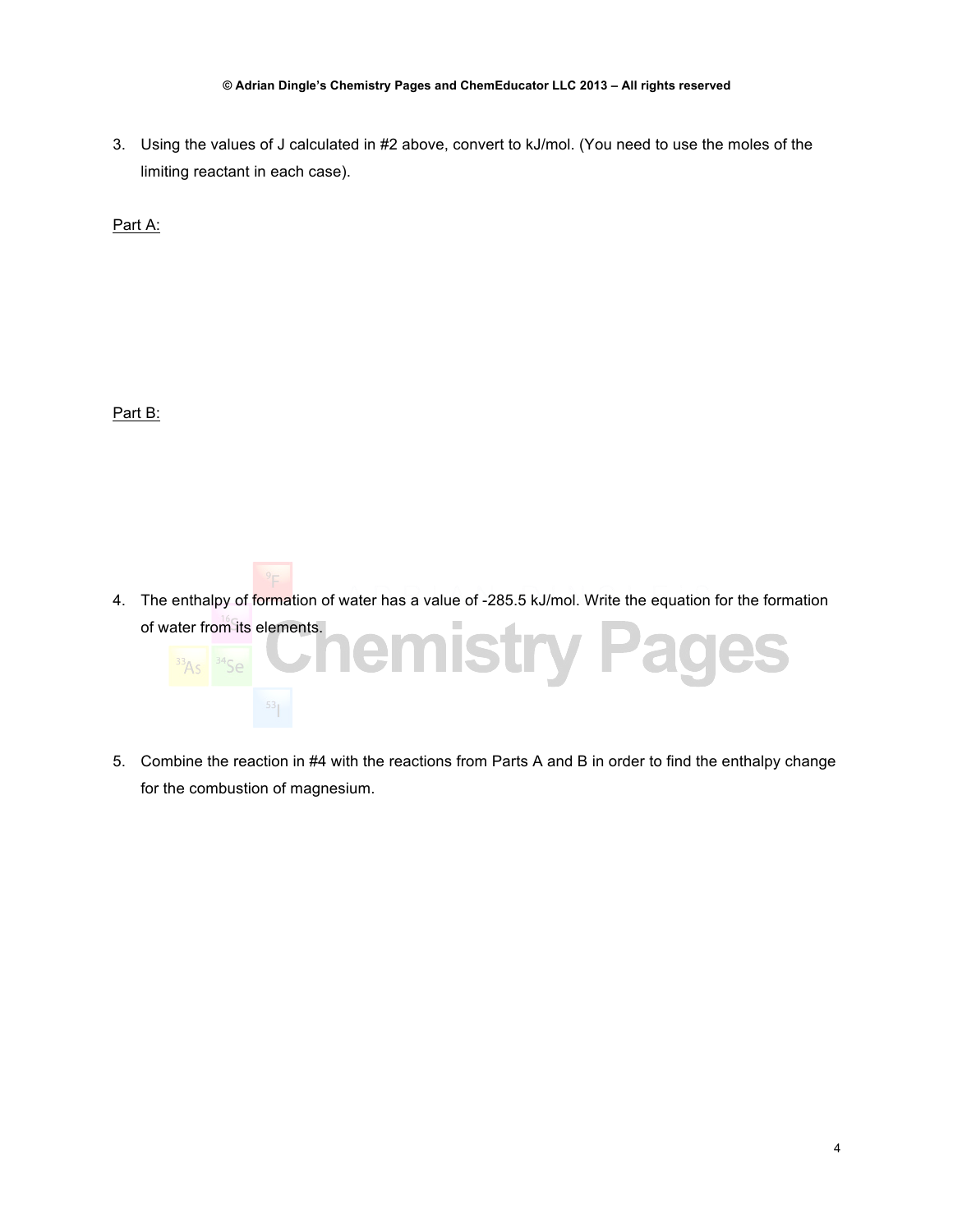3. Using the values of J calculated in #2 above, convert to kJ/mol. (You need to use the moles of the limiting reactant in each case).

Part A:

Part B:

4. The enthalpy of formation of water has a value of -285.5 kJ/mol. Write the equation for the formation of water from its elements.

5. Combine the reaction in #4 with the reactions from Parts A and B in order to find the enthalpy change for the combustion of magnesium.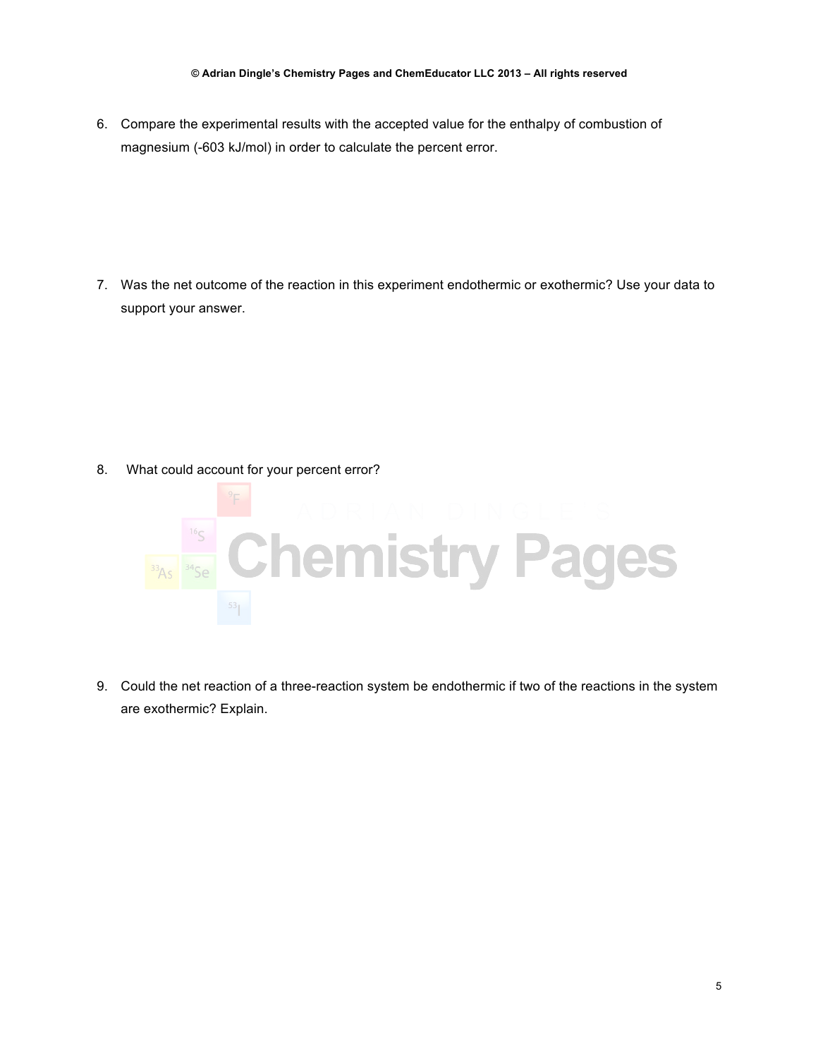6. Compare the experimental results with the accepted value for the enthalpy of combustion of magnesium (-603 kJ/mol) in order to calculate the percent error.

7. Was the net outcome of the reaction in this experiment endothermic or exothermic? Use your data to support your answer.

8. What could account for your percent error?

9. Could the net reaction of a three-reaction system be endothermic if two of the reactions in the system are exothermic? Explain.